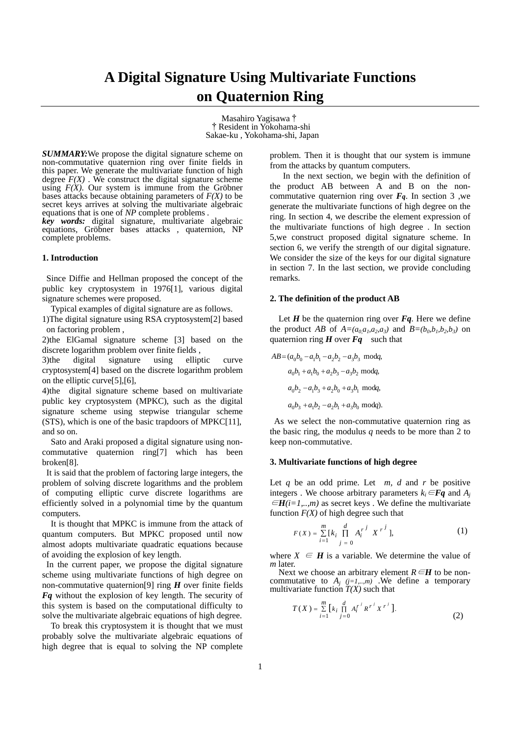# A Digital Signature Using Multivariate Functions on Quaternion Ring

Masahiro Yagisawa †
† Resident in Yokohama-shi
Sakae-ku , Yokohama-shi, Japan

***SUMMARY:***We propose the digital signature scheme on non-commutative quaternion ring over finite fields in this paper. We generate the multivariate function of high degree $F(X)$ . We construct the digital signature scheme using $F(X)$. Our system is immune from the Gröbner bases attacks because obtaining parameters of $F(X)$ to be secret keys arrives at solving the multivariate algebraic equations that is one of *NP* complete problems .
***key words:*** digital signature, multivariate algebraic equations, Gröbner bases attacks , quaternion, NP complete problems.

## 1. Introduction

Since Diffie and Hellman proposed the concept of the public key cryptosystem in 1976[1], various digital signature schemes were proposed.

Typical examples of digital signature are as follows.

1)The digital signature using RSA cryptosystem[2] based on factoring problem ,
2)the ElGamal signature scheme [3] based on the discrete logarithm problem over finite fields ,
3)the digital signature using elliptic curve cryptosystem[4] based on the discrete logarithm problem on the elliptic curve[5],[6],
4)the digital signature scheme based on multivariate public key cryptosystem (MPKC), such as the digital signature scheme using stepwise triangular scheme (STS), which is one of the basic trapdoors of MPKC[11], and so on.

Sato and Araki proposed a digital signature using non-commutative quaternion ring[7] which has been broken[8].

It is said that the problem of factoring large integers, the problem of solving discrete logarithms and the problem of computing elliptic curve discrete logarithms are efficiently solved in a polynomial time by the quantum computers.

It is thought that MPKC is immune from the attack of quantum computers. But MPKC proposed until now almost adopts multivariate quadratic equations because of avoiding the explosion of key length.

In the current paper, we propose the digital signature scheme using multivariate functions of high degree on non-commutative quaternion[9] ring ***H*** over finite fields ***Fq*** without the explosion of key length. The security of this system is based on the computational difficulty to solve the multivariate algebraic equations of high degree.

To break this cryptosystem it is thought that we must probably solve the multivariate algebraic equations of high degree that is equal to solving the NP complete problem. Then it is thought that our system is immune from the attacks by quantum computers.

In the next section, we begin with the definition of the product AB between A and B on the non-commutative quaternion ring over ***Fq***. In section 3 ,we generate the multivariate functions of high degree on the ring. In section 4, we describe the element expression of the multivariate functions of high degree . In section 5,we construct proposed digital signature scheme. In section 6, we verify the strength of our digital signature. We consider the size of the keys for our digital signature in section 7. In the last section, we provide concluding remarks.

## 2. The definition of the product AB

Let ***H*** be the quaternion ring over ***Fq***. Here we define the product $AB$ of $A=(a_0,a_1,a_2,a_3)$ and $B=(b_0,b_1,b_2,b_3)$ on quaternion ring ***H*** over ***Fq*** such that

$$
\begin{aligned}
AB=(&a_0b_0-a_1b_1-a_2b_2-a_3b_3 \bmod q,\\
&a_0b_1+a_1b_0+a_2b_3-a_3b_2 \bmod q,\\
&a_0b_2-a_1b_3+a_2b_0+a_3b_1 \bmod q,\\
&a_0b_3+a_1b_2-a_2b_1+a_3b_0 \bmod q).
\end{aligned}
$$

As we select the non-commutative quaternion ring as the basic ring, the modulus $q$ needs to be more than 2 to keep non-commutative.

## 3. Multivariate functions of high degree

Let $q$ be an odd prime. Let $m$, $d$ and $r$ be positive integers . We choose arbitrary parameters $k_i \in \boldsymbol{Fq}$ and $A_j \in \boldsymbol{H}(i=1,..,m)$ as secret keys . We define the multivariate function $F(X)$ of high degree such that

$$
F(X)=\sum_{i=1}^{m}[k_i \prod_{j=0}^{d} A_i^{r^j} X^{r^j}], \tag{1}
$$

where $X \in \boldsymbol{H}$ is a variable. We determine the value of $m$ later.

Next we choose an arbitrary element $R \in \boldsymbol{H}$ to be non-commutative to $A_j$ $(j=1,..,m)$ .We define a temporary multivariate function $T(X)$ such that

$$
T(X)=\sum_{i=1}^{m}[k_i \prod_{j=0}^{d} A_i^{r^j} R^{r^j} X^{r^j}]. \tag{2}
$$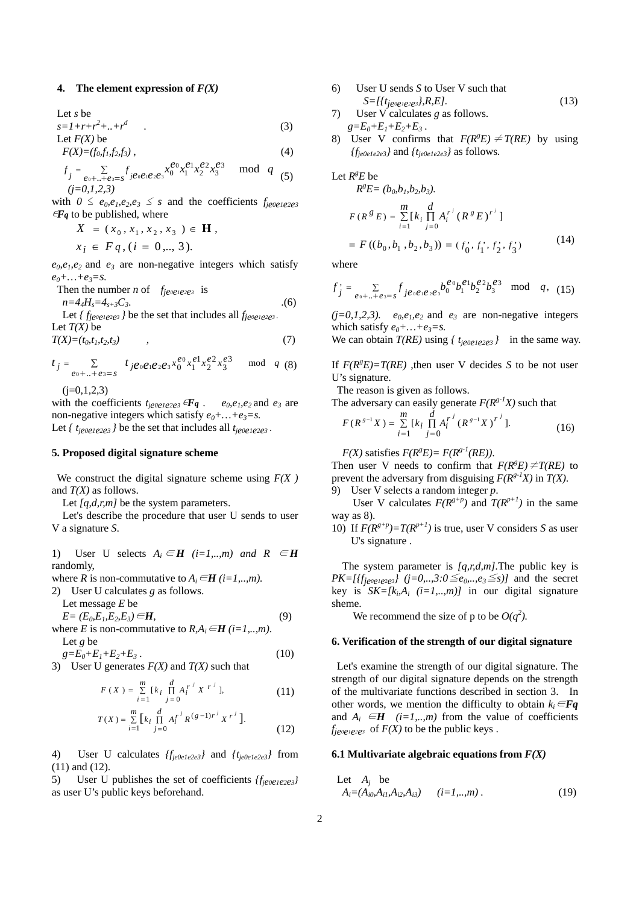## 4. The element expression of $F(X)$

Let $s$ be

$$s=1+r+r^2+..+r^d \quad . \tag{3}$$

Let $F(X)$ be

$$F(X)=(f_0,f_1,f_2,f_3)\ , \tag{4}$$

$$f_j = \sum_{e_0+..+e_3=s} f_{je_0e_1e_2e_3} x_0^{e_0} x_1^{e_1} x_2^{e_2} x_3^{e_3} \mod q \tag{5}$$

$(j=0,1,2,3)$

with $0 \le e_0,e_1,e_2,e_3 \le s$ and the coefficients $f_{je0e1e2e3} \in \boldsymbol{Fq}$ to be published, where

$$X = (x_0, x_1, x_2, x_3) \in \mathbf{H},$$

$$x_i \in Fq, (i = 0,.., 3).$$

$e_0,e_1,e_2$ and $e_3$ are non-negative integers which satisfy $e_0+\ldots+e_3=s$.

Then the number $n$ of $f_{je_0e_1e_2e_3}$ is

$$n=4_4H_s=4_{s+3}C_3. \tag{6}$$

Let $\{ f_{je_0e_1e_2e_3} \}$ be the set that includes all $f_{je_0e_1e_2e_3}$.

Let $T(X)$ be

$$T(X)=(t_0,t_1,t_2,t_3)\quad , \tag{7}$$

$$t_j = \sum_{e_0+..+e_3=s} t_{je_0e_1e_2e_3} x_0^{e_0} x_1^{e_1} x_2^{e_2} x_3^{e_3} \mod q \tag{8}$$

$(j=0,1,2,3)$

with the coefficients $t_{je0e1e2e3} \in \boldsymbol{Fq}$ . $e_0,e_1,e_2$ and $e_3$ are non-negative integers which satisfy $e_0+\ldots+e_3=s$.

Let $\{ t_{je0e1e2e3} \}$ be the set that includes all $t_{je0e1e2e3}$.

## 5. Proposed digital signature scheme

We construct the digital signature scheme using $F(X)$ and $T(X)$ as follows.

Let $[q,d,r,m]$ be the system parameters.

Let's describe the procedure that user U sends to user V a signature $S$.

1) User U selects $A_i \in \boldsymbol{H}$ $(i=1,..,m)$ and $R \in \boldsymbol{H}$ randomly,
where $R$ is non-commutative to $A_i \in \boldsymbol{H}$ $(i=1,..,m)$.
2) User U calculates $g$ as follows.
Let message $E$ be

$$E= (E_0,E_1,E_2,E_3) \in \boldsymbol{H}, \tag{9}$$

where $E$ is non-commutative to $R,A_i \in \boldsymbol{H}$ $(i=1,..,m)$.
Let $g$ be

$$g=E_0+E_1+E_2+E_3\ . \tag{10}$$

3) User U generates $F(X)$ and $T(X)$ such that

$$F(X) = \sum_{i=1}^{m} [k_i \prod_{j=0}^{d} A_i^{r^j} X^{r^j}], \tag{11}$$

$$T(X) = \sum_{i=1}^{m} \Big[k_i \prod_{j=0}^{d} A_i^{r^j} R^{(g-1)r^j} X^{r^j}\Big]. \tag{12}$$

4) User U calculates $\{f_{je0e1e2e3}\}$ and $\{t_{je0e1e2e3}\}$ from (11) and (12).
5) User U publishes the set of coefficients $\{f_{je0e1e2e3}\}$ as user U's public keys beforehand.
6) User U sends $S$ to User V such that

$$S=[\{t_{je_0e_1e_2e_3}\},R,E]. \tag{13}$$

7) User V calculates $g$ as follows.
$g=E_0+E_1+E_2+E_3$ .
8) User V confirms that $F(R^gE) \neq T(RE)$ by using $\{f_{je0e1e2e3}\}$ and $\{t_{je0e1e2e3}\}$ as follows.

Let $R^gE$ be

$$R^gE= (b_0,b_1,b_2,b_3).$$

$$F(R^g E) = \sum_{i=1}^{m} [k_i \prod_{j=0}^{d} A_i^{r^j} (R^g E)^{r^j}]$$

$$= F((b_0, b_1, b_2, b_3)) = (f_0', f_1', f_2', f_3') \tag{14}$$

where

$$f_j' = \sum_{e_0+..+e_3=s} f_{je_0e_1e_2e_3} b_0^{e_0} b_1^{e_1} b_2^{e_2} b_3^{e_3} \mod q, \tag{15}$$

$(j=0,1,2,3)$. $e_0,e_1,e_2$ and $e_3$ are non-negative integers which satisfy $e_0+\ldots+e_3=s$.

We can obtain $T(RE)$ using $\{ t_{je0e1e2e3} \}$ in the same way.

If $F(R^gE)=T(RE)$ ,then user V decides $S$ to be not user U's signature.

The reason is given as follows.

The adversary can easily generate $F(R^{g-1}X)$ such that

$$F(R^{g-1}X) = \sum_{i=1}^{m} [k_i \prod_{j=0}^{d} A_i^{r^j} (R^{g-1}X)^{r^j}]. \tag{16}$$

$F(X)$ satisfies $F(R^gE)= F(R^{g-1}(RE))$.

Then user V needs to confirm that $F(R^gE) \neq T(RE)$ to prevent the adversary from disguising $F(R^{g-1}X)$ in $T(X)$.

9) User V selects a random integer $p$.
User V calculates $F(R^{g+p})$ and $T(R^{p+1})$ in the same way as 8).
10) If $F(R^{g+p})=T(R^{p+1})$ is true, user V considers $S$ as user U's signature .

The system parameter is $[q,r,d,m]$.The public key is $PK=[\{f_{je_0e_1e_2e_3}\}\ (j=0,..,3{:}0 \leqq e_0,..,e_3 \leqq s)]$ and the secret key is $SK=[k_i,A_i\ (i=1,..,m)]$ in our digital signature sheme.

We recommend the size of p to be $O(q^2)$.

## 6. Verification of the strength of our digital signature

Let's examine the strength of our digital signature. The strength of our digital signature depends on the strength of the multivariate functions described in section 3. In other words, we mention the difficulty to obtain $k_i \in \boldsymbol{Fq}$ and $A_i \in \boldsymbol{H}$ $(i=1,..,m)$ from the value of coefficients $f_{je_0e_1e_2e_3}$ of $F(X)$ to be the public keys .

### 6.1 Multivariate algebraic equations from $F(X)$

Let $A_j$ be

$$A_i=(A_{i0},A_{i1},A_{i2},A_{i3}) \quad (i=1,..,m)\ . \tag{19}$$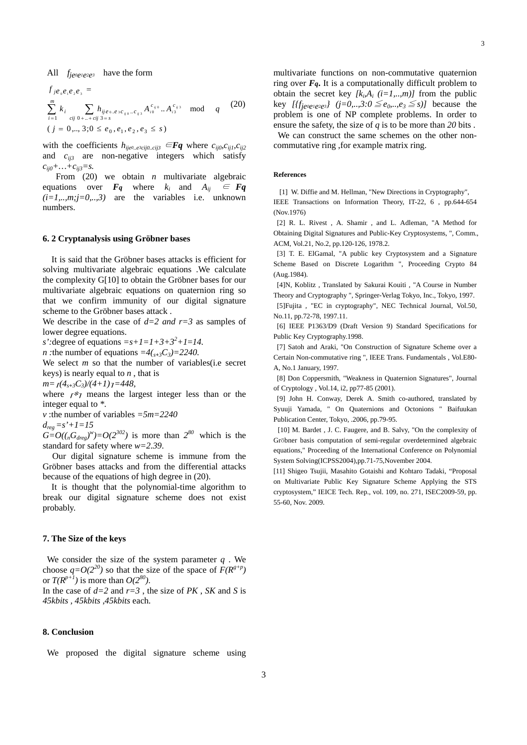All $f_{je_0e_1e_2e_3}$ have the form

$$f_{je_0e_1e_2e_3} = \sum_{i=1}^{m} k_i \sum_{c_{ij0}+..+c_{ij3}=s} h_{ije_0..e_3c_{ij0}..c_{ij3}} A_{i0}^{c_{ij0}} .. A_{i3}^{c_{ij3}} \mod q \quad (20)$$
$$(j=0,..,3; 0 \le e_0, e_1, e_2, e_3 \le s)$$

with the coefficients $h_{ije_0..e_3c_{ij0}..c_{ij3}} \in \boldsymbol{Fq}$ where $c_{ij0}, c_{ij1}, c_{ij2}$ and $c_{ij3}$ are non-negative integers which satisfy $c_{ij0}+\ldots+c_{ij3}=s$.

From (20) we obtain $n$ multivariate algebraic equations over $\boldsymbol{Fq}$ where $k_i$ and $A_{ij} \in \boldsymbol{Fq}$ $(i=1,..,m; j=0,..,3)$ are the variables i.e. unknown numbers.

## 6. 2 Cryptanalysis using Gröbner bases

It is said that the Gröbner bases attacks is efficient for solving multivariate algebraic equations .We calculate the complexity G[10] to obtain the Gröbner bases for our multivariate algebraic equations on quaternion ring so that we confirm immunity of our digital signature scheme to the Gröbner bases attack .

We describe in the case of $d=2$ *and* $r=3$ as samples of lower degree equations.

$s'$:degree of equations $=s+1=1+3+3^2+1=14$.

$n$ :the number of equations $=4({}_{s+3}C_3)=2240$.

We select $m$ so that the number of variables(i.e secret keys) is nearly equal to $n$ , that is

$m= \lfloor ({}_{4s+3}C_3)/(4+1) \rfloor =448$,

where $\lfloor * \rfloor$ means the largest integer less than or the integer equal to *.

$v$ :the number of variables $=5m=2240$

$d_{reg}=s'+1=15$

$G=O(({}_nG_{dreg})^w)=O(2^{302})$ is more than $2^{80}$ which is the standard for safety where $w=2.39$.

Our digital signature scheme is immune from the Gröbner bases attacks and from the differential attacks because of the equations of high degree in (20).

It is thought that the polynomial-time algorithm to break our digital signature scheme does not exist probably.

## 7. The Size of the keys

We consider the size of the system parameter $q$ . We choose $q=O(2^{20})$ so that the size of the space of $F(R^{g+p})$ or $T(R^{p+1})$ is more than $O(2^{80})$.

In the case of $d=2$ and $r=3$ , the size of $PK$ , $SK$ and $S$ is *45kbits , 45kbits ,45kbits* each.

## 8. Conclusion

We proposed the digital signature scheme using multivariate functions on non-commutative quaternion ring over $\boldsymbol{Fq}$**.** It is a computationally difficult problem to obtain the secret key $[k_i, A_i \ (i=1,..,m)]$ from the public key $[\{f_{je_0e_1e_2e_3}\} \ (j=0,..,3: 0 \leqq e_0,..,e_3 \leqq s)]$ because the problem is one of NP complete problems. In order to ensure the safety, the size of $q$ is to be more than *20* bits .

We can construct the same schemes on the other non-commutative ring ,for example matrix ring.

### References

[1] W. Diffie and M. Hellman, "New Directions in Cryptography", IEEE Transactions on Information Theory, IT-22, 6 , pp.644-654 (Nov.1976)

[2] R. L. Rivest , A. Shamir , and L. Adleman, "A Method for Obtaining Digital Signatures and Public-Key Cryptosystems, ", Comm., ACM, Vol.21, No.2, pp.120-126, 1978.2.

[3] T. E. ElGamal, "A public key Cryptosystem and a Signature Scheme Based on Discrete Logarithm ", Proceeding Crypto 84 (Aug.1984).

[4]N, Koblitz , Translated by Sakurai Kouiti , "A Course in Number Theory and Cryptography ", Springer-Verlag Tokyo, Inc., Tokyo, 1997.

[5]Fujita , "EC in cryptography", NEC Technical Journal, Vol.50, No.11, pp.72-78, 1997.11.

[6] IEEE P1363/D9 (Draft Version 9) Standard Specifications for Public Key Cryptography.1998.

[7] Satoh and Araki, "On Construction of Signature Scheme over a Certain Non-commutative ring ", IEEE Trans. Fundamentals , Vol.E80-A, No.1 January, 1997.

[8] Don Coppersmith, "Weakness in Quaternion Signatures", Journal of Cryptology , Vol.14, i2, pp77-85 (2001).

[9] John H. Conway, Derek A. Smith co-authored, translated by Syuuji Yamada, " On Quaternions and Octonions " Baifuukan Publication Center, Tokyo, .2006, pp.79-95.

[10] M. Bardet , J. C. Faugere, and B. Salvy, "On the complexity of Gröbner basis computation of semi-regular overdetermined algebraic equations," Proceeding of the International Conference on Polynomial System Solving(ICPSS2004),pp.71-75,November 2004.

[11] Shigeo Tsujii, Masahito Gotaishi and Kohtaro Tadaki, "Proposal on Multivariate Public Key Signature Scheme Applying the STS cryptosystem," IEICE Tech. Rep., vol. 109, no. 271, ISEC2009-59, pp. 55-60, Nov. 2009.